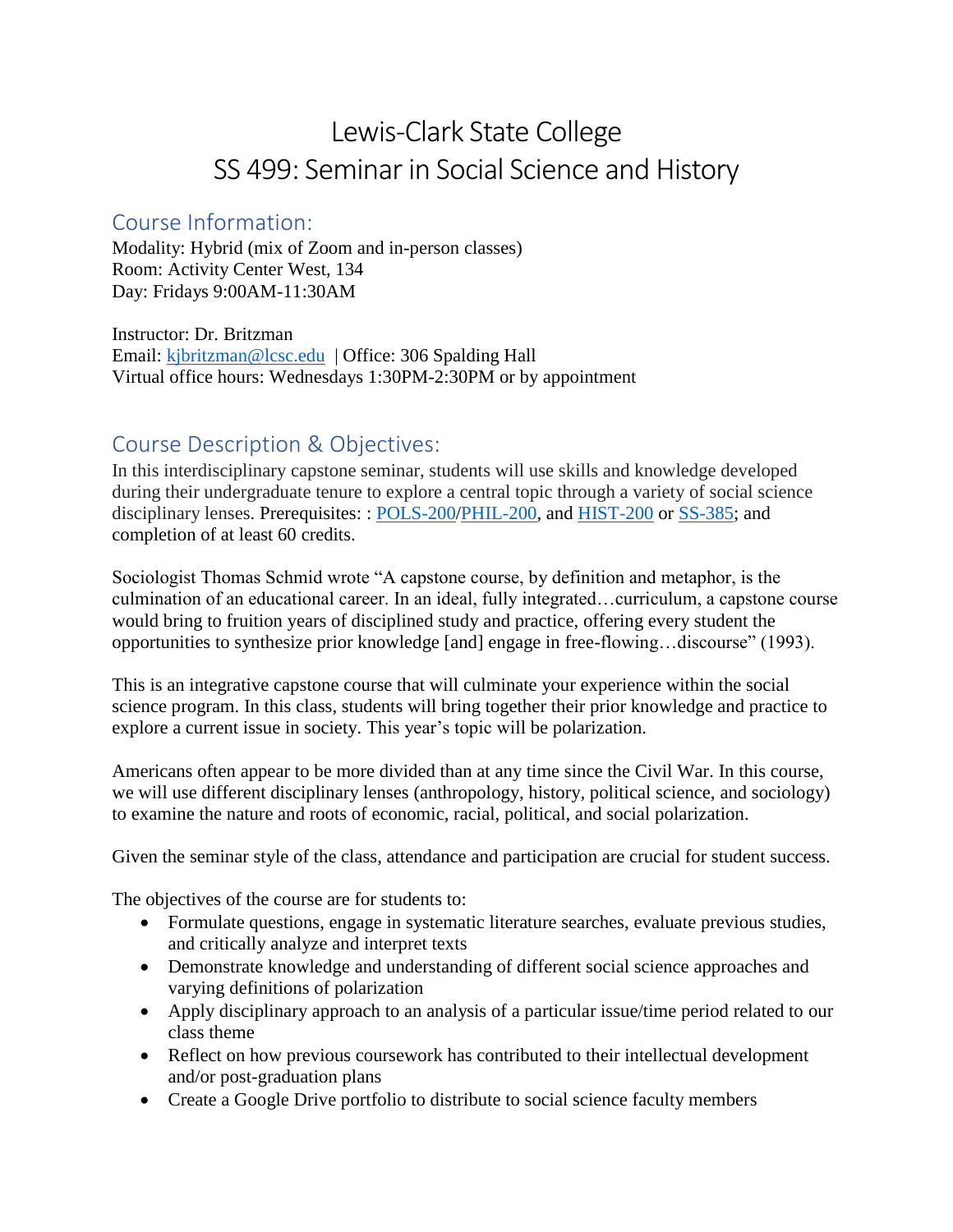# Lewis-Clark State College
# SS 499: Seminar in Social Science and History

## Course Information:

Modality: Hybrid (mix of Zoom and in-person classes)
Room: Activity Center West, 134
Day: Fridays 9:00AM-11:30AM

Instructor: Dr. Britzman
Email: kjbritzman@lcsc.edu | Office: 306 Spalding Hall
Virtual office hours: Wednesdays 1:30PM-2:30PM or by appointment

## Course Description & Objectives:

In this interdisciplinary capstone seminar, students will use skills and knowledge developed during their undergraduate tenure to explore a central topic through a variety of social science disciplinary lenses. Prerequisites: : POLS-200/PHIL-200, and HIST-200 or SS-385; and completion of at least 60 credits.

Sociologist Thomas Schmid wrote "A capstone course, by definition and metaphor, is the culmination of an educational career. In an ideal, fully integrated…curriculum, a capstone course would bring to fruition years of disciplined study and practice, offering every student the opportunities to synthesize prior knowledge [and] engage in free-flowing…discourse" (1993).

This is an integrative capstone course that will culminate your experience within the social science program. In this class, students will bring together their prior knowledge and practice to explore a current issue in society. This year's topic will be polarization.

Americans often appear to be more divided than at any time since the Civil War. In this course, we will use different disciplinary lenses (anthropology, history, political science, and sociology) to examine the nature and roots of economic, racial, political, and social polarization.

Given the seminar style of the class, attendance and participation are crucial for student success.

The objectives of the course are for students to:

- Formulate questions, engage in systematic literature searches, evaluate previous studies, and critically analyze and interpret texts
- Demonstrate knowledge and understanding of different social science approaches and varying definitions of polarization
- Apply disciplinary approach to an analysis of a particular issue/time period related to our class theme
- Reflect on how previous coursework has contributed to their intellectual development and/or post-graduation plans
- Create a Google Drive portfolio to distribute to social science faculty members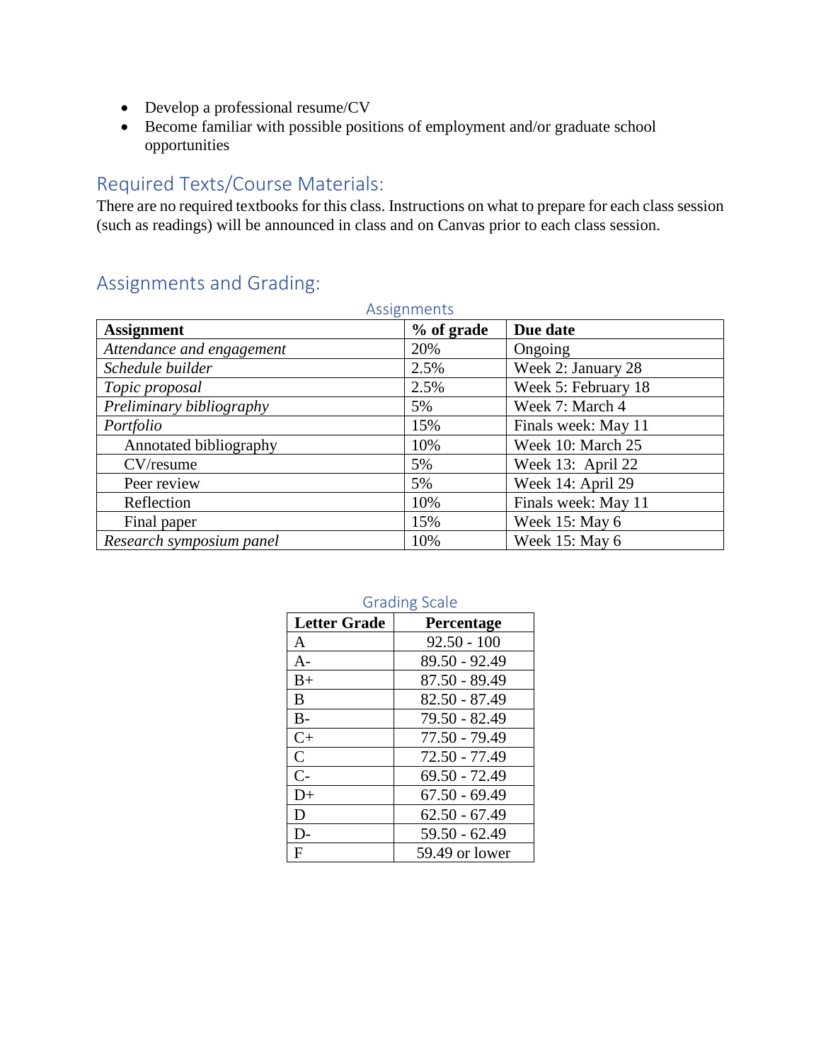- Develop a professional resume/CV
- Become familiar with possible positions of employment and/or graduate school opportunities

## Required Texts/Course Materials:

There are no required textbooks for this class. Instructions on what to prepare for each class session (such as readings) will be announced in class and on Canvas prior to each class session.

## Assignments and Grading:

### Assignments

| Assignment | % of grade | Due date |
|---|---|---|
| *Attendance and engagement* | 20% | Ongoing |
| *Schedule builder* | 2.5% | Week 2: January 28 |
| *Topic proposal* | 2.5% | Week 5: February 18 |
| *Preliminary bibliography* | 5% | Week 7: March 4 |
| *Portfolio* | 15% | Finals week: May 11 |
| Annotated bibliography | 10% | Week 10: March 25 |
| CV/resume | 5% | Week 13: April 22 |
| Peer review | 5% | Week 14: April 29 |
| Reflection | 10% | Finals week: May 11 |
| Final paper | 15% | Week 15: May 6 |
| *Research symposium panel* | 10% | Week 15: May 6 |

### Grading Scale

| Letter Grade | Percentage |
|---|---|
| A | 92.50 - 100 |
| A- | 89.50 - 92.49 |
| B+ | 87.50 - 89.49 |
| B | 82.50 - 87.49 |
| B- | 79.50 - 82.49 |
| C+ | 77.50 - 79.49 |
| C | 72.50 - 77.49 |
| C- | 69.50 - 72.49 |
| D+ | 67.50 - 69.49 |
| D | 62.50 - 67.49 |
| D- | 59.50 - 62.49 |
| F | 59.49 or lower |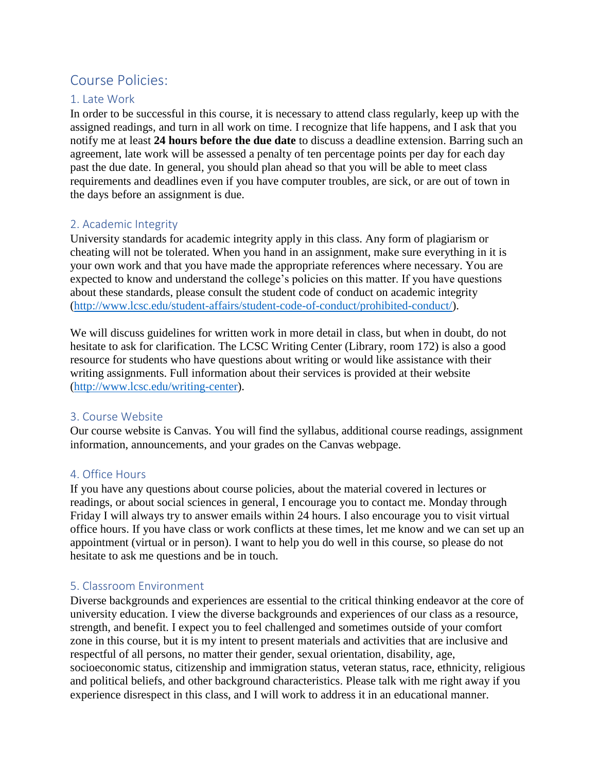## Course Policies:

### 1. Late Work

In order to be successful in this course, it is necessary to attend class regularly, keep up with the assigned readings, and turn in all work on time. I recognize that life happens, and I ask that you notify me at least **24 hours before the due date** to discuss a deadline extension. Barring such an agreement, late work will be assessed a penalty of ten percentage points per day for each day past the due date. In general, you should plan ahead so that you will be able to meet class requirements and deadlines even if you have computer troubles, are sick, or are out of town in the days before an assignment is due.

### 2. Academic Integrity

University standards for academic integrity apply in this class. Any form of plagiarism or cheating will not be tolerated. When you hand in an assignment, make sure everything in it is your own work and that you have made the appropriate references where necessary. You are expected to know and understand the college's policies on this matter. If you have questions about these standards, please consult the student code of conduct on academic integrity (http://www.lcsc.edu/student-affairs/student-code-of-conduct/prohibited-conduct/).

We will discuss guidelines for written work in more detail in class, but when in doubt, do not hesitate to ask for clarification. The LCSC Writing Center (Library, room 172) is also a good resource for students who have questions about writing or would like assistance with their writing assignments. Full information about their services is provided at their website (http://www.lcsc.edu/writing-center).

### 3. Course Website

Our course website is Canvas. You will find the syllabus, additional course readings, assignment information, announcements, and your grades on the Canvas webpage.

### 4. Office Hours

If you have any questions about course policies, about the material covered in lectures or readings, or about social sciences in general, I encourage you to contact me. Monday through Friday I will always try to answer emails within 24 hours. I also encourage you to visit virtual office hours. If you have class or work conflicts at these times, let me know and we can set up an appointment (virtual or in person). I want to help you do well in this course, so please do not hesitate to ask me questions and be in touch.

### 5. Classroom Environment

Diverse backgrounds and experiences are essential to the critical thinking endeavor at the core of university education. I view the diverse backgrounds and experiences of our class as a resource, strength, and benefit. I expect you to feel challenged and sometimes outside of your comfort zone in this course, but it is my intent to present materials and activities that are inclusive and respectful of all persons, no matter their gender, sexual orientation, disability, age, socioeconomic status, citizenship and immigration status, veteran status, race, ethnicity, religious and political beliefs, and other background characteristics. Please talk with me right away if you experience disrespect in this class, and I will work to address it in an educational manner.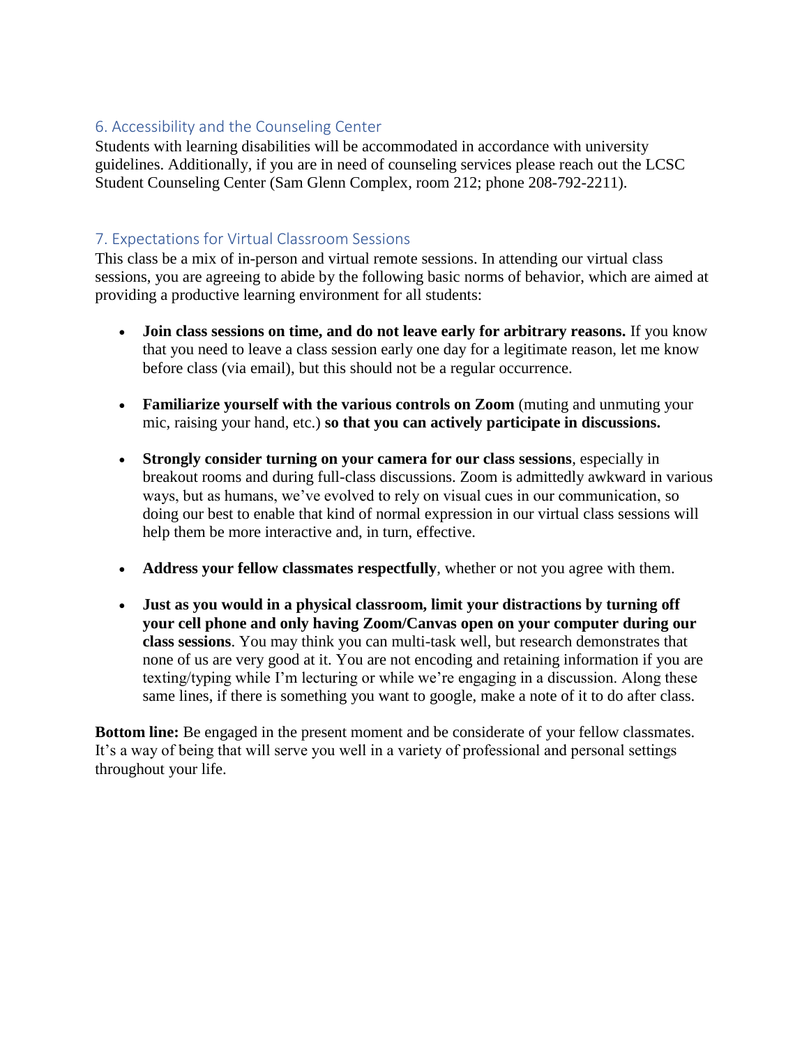## 6. Accessibility and the Counseling Center

Students with learning disabilities will be accommodated in accordance with university guidelines. Additionally, if you are in need of counseling services please reach out the LCSC Student Counseling Center (Sam Glenn Complex, room 212; phone 208-792-2211).

## 7. Expectations for Virtual Classroom Sessions

This class be a mix of in-person and virtual remote sessions. In attending our virtual class sessions, you are agreeing to abide by the following basic norms of behavior, which are aimed at providing a productive learning environment for all students:

- **Join class sessions on time, and do not leave early for arbitrary reasons.** If you know that you need to leave a class session early one day for a legitimate reason, let me know before class (via email), but this should not be a regular occurrence.

- **Familiarize yourself with the various controls on Zoom** (muting and unmuting your mic, raising your hand, etc.) **so that you can actively participate in discussions.**

- **Strongly consider turning on your camera for our class sessions**, especially in breakout rooms and during full-class discussions. Zoom is admittedly awkward in various ways, but as humans, we've evolved to rely on visual cues in our communication, so doing our best to enable that kind of normal expression in our virtual class sessions will help them be more interactive and, in turn, effective.

- **Address your fellow classmates respectfully**, whether or not you agree with them.

- **Just as you would in a physical classroom, limit your distractions by turning off your cell phone and only having Zoom/Canvas open on your computer during our class sessions**. You may think you can multi-task well, but research demonstrates that none of us are very good at it. You are not encoding and retaining information if you are texting/typing while I'm lecturing or while we're engaging in a discussion. Along these same lines, if there is something you want to google, make a note of it to do after class.

**Bottom line:** Be engaged in the present moment and be considerate of your fellow classmates. It's a way of being that will serve you well in a variety of professional and personal settings throughout your life.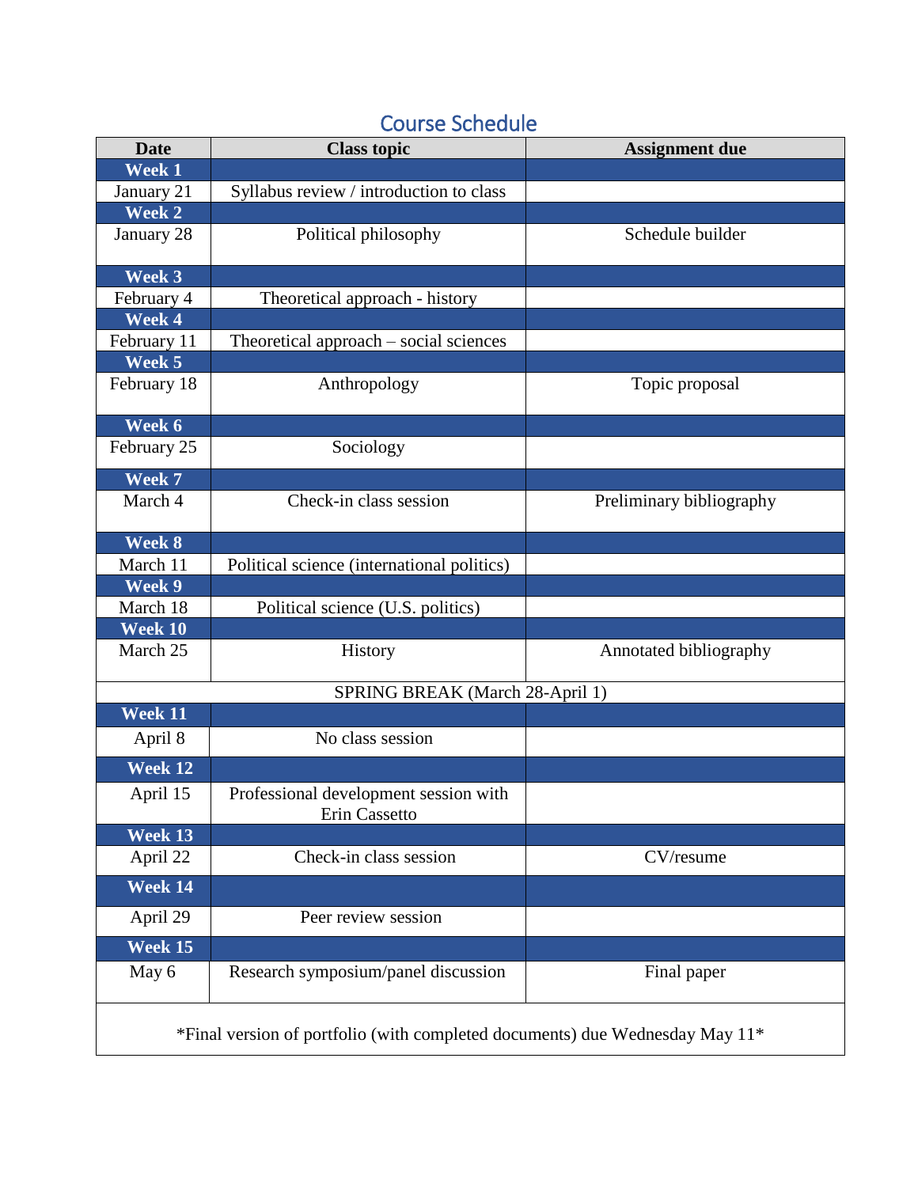## Course Schedule

| Date | Class topic | Assignment due |
|---|---|---|
| **Week 1** | | |
| January 21 | Syllabus review / introduction to class | |
| **Week 2** | | |
| January 28 | Political philosophy | Schedule builder |
| **Week 3** | | |
| February 4 | Theoretical approach - history | |
| **Week 4** | | |
| February 11 | Theoretical approach – social sciences | |
| **Week 5** | | |
| February 18 | Anthropology | Topic proposal |
| **Week 6** | | |
| February 25 | Sociology | |
| **Week 7** | | |
| March 4 | Check-in class session | Preliminary bibliography |
| **Week 8** | | |
| March 11 | Political science (international politics) | |
| **Week 9** | | |
| March 18 | Political science (U.S. politics) | |
| **Week 10** | | |
| March 25 | History | Annotated bibliography |
| SPRING BREAK (March 28-April 1) | | |
| **Week 11** | | |
| April 8 | No class session | |
| **Week 12** | | |
| April 15 | Professional development session with Erin Cassetto | |
| **Week 13** | | |
| April 22 | Check-in class session | CV/resume |
| **Week 14** | | |
| April 29 | Peer review session | |
| **Week 15** | | |
| May 6 | Research symposium/panel discussion | Final paper |
| *Final version of portfolio (with completed documents) due Wednesday May 11* | | |